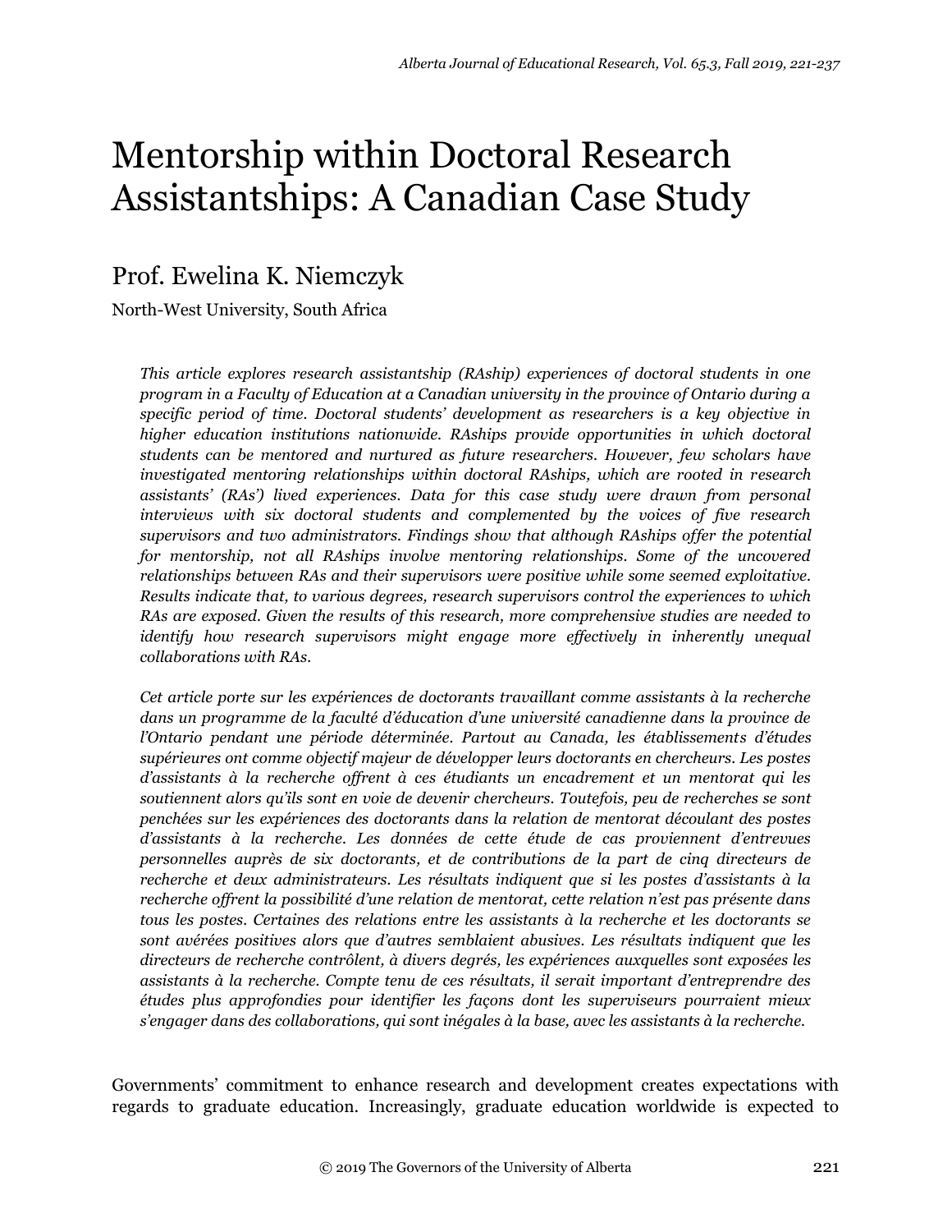# Mentorship within Doctoral Research Assistantships: A Canadian Case Study

## Prof. Ewelina K. Niemczyk

North-West University, South Africa

*This article explores research assistantship (RAship) experiences of doctoral students in one program in a Faculty of Education at a Canadian university in the province of Ontario during a specific period of time. Doctoral students' development as researchers is a key objective in higher education institutions nationwide. RAships provide opportunities in which doctoral students can be mentored and nurtured as future researchers. However, few scholars have investigated mentoring relationships within doctoral RAships, which are rooted in research assistants' (RAs') lived experiences. Data for this case study were drawn from personal interviews with six doctoral students and complemented by the voices of five research supervisors and two administrators. Findings show that although RAships offer the potential for mentorship, not all RAships involve mentoring relationships. Some of the uncovered relationships between RAs and their supervisors were positive while some seemed exploitative. Results indicate that, to various degrees, research supervisors control the experiences to which RAs are exposed. Given the results of this research, more comprehensive studies are needed to identify how research supervisors might engage more effectively in inherently unequal collaborations with RAs.*

*Cet article porte sur les expériences de doctorants travaillant comme assistants à la recherche dans un programme de la faculté d'éducation d'une université canadienne dans la province de l'Ontario pendant une période déterminée. Partout au Canada, les établissements d'études supérieures ont comme objectif majeur de développer leurs doctorants en chercheurs. Les postes d'assistants à la recherche offrent à ces étudiants un encadrement et un mentorat qui les soutiennent alors qu'ils sont en voie de devenir chercheurs. Toutefois, peu de recherches se sont penchées sur les expériences des doctorants dans la relation de mentorat découlant des postes d'assistants à la recherche. Les données de cette étude de cas proviennent d'entrevues personnelles auprès de six doctorants, et de contributions de la part de cinq directeurs de recherche et deux administrateurs. Les résultats indiquent que si les postes d'assistants à la recherche offrent la possibilité d'une relation de mentorat, cette relation n'est pas présente dans tous les postes. Certaines des relations entre les assistants à la recherche et les doctorants se sont avérées positives alors que d'autres semblaient abusives. Les résultats indiquent que les directeurs de recherche contrôlent, à divers degrés, les expériences auxquelles sont exposées les assistants à la recherche. Compte tenu de ces résultats, il serait important d'entreprendre des études plus approfondies pour identifier les façons dont les superviseurs pourraient mieux s'engager dans des collaborations, qui sont inégales à la base, avec les assistants à la recherche.*

Governments' commitment to enhance research and development creates expectations with regards to graduate education. Increasingly, graduate education worldwide is expected to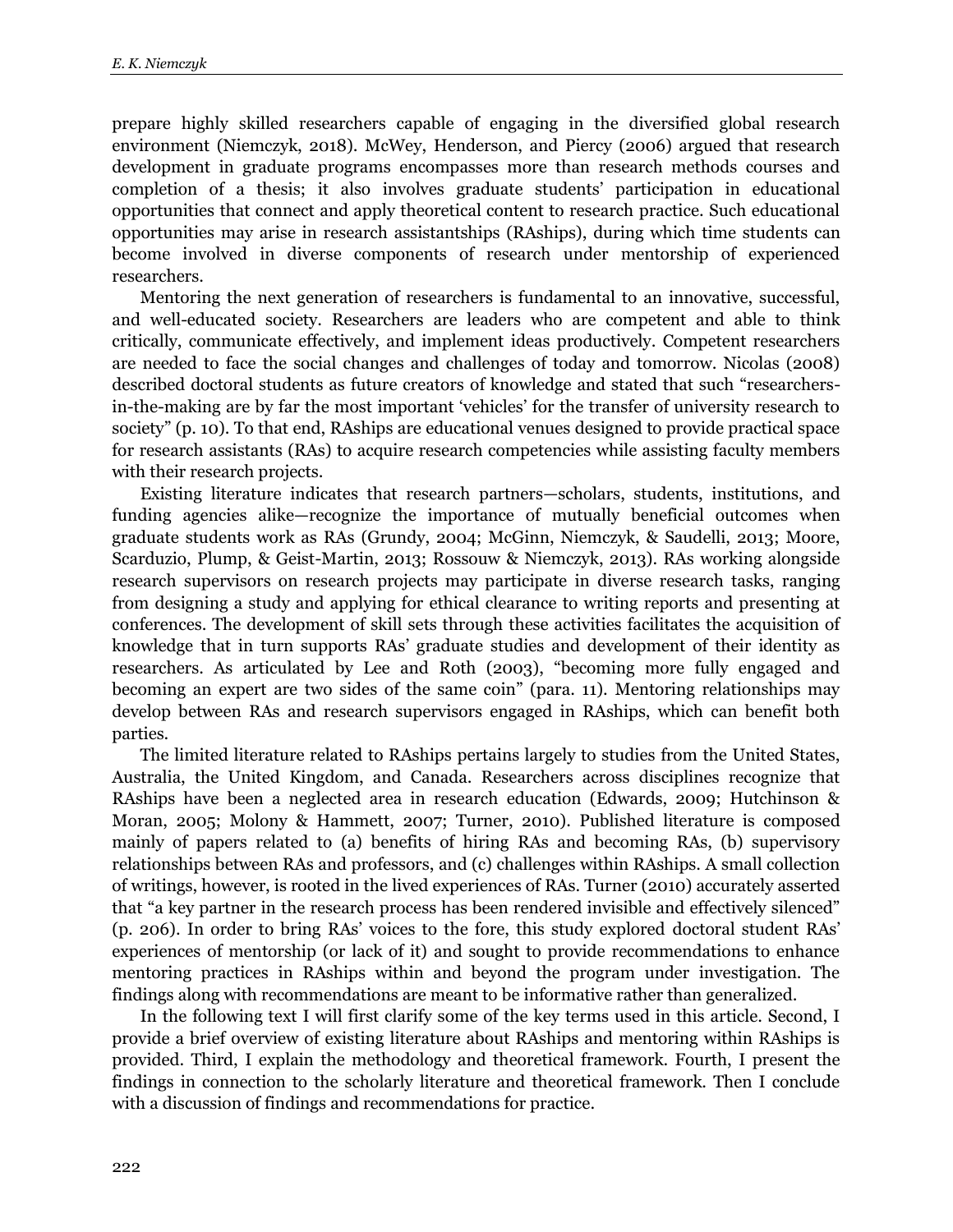prepare highly skilled researchers capable of engaging in the diversified global research environment (Niemczyk, 2018). McWey, Henderson, and Piercy (2006) argued that research development in graduate programs encompasses more than research methods courses and completion of a thesis; it also involves graduate students' participation in educational opportunities that connect and apply theoretical content to research practice. Such educational opportunities may arise in research assistantships (RAships), during which time students can become involved in diverse components of research under mentorship of experienced researchers.

Mentoring the next generation of researchers is fundamental to an innovative, successful, and well-educated society. Researchers are leaders who are competent and able to think critically, communicate effectively, and implement ideas productively. Competent researchers are needed to face the social changes and challenges of today and tomorrow. Nicolas (2008) described doctoral students as future creators of knowledge and stated that such "researchers-in-the-making are by far the most important 'vehicles' for the transfer of university research to society" (p. 10). To that end, RAships are educational venues designed to provide practical space for research assistants (RAs) to acquire research competencies while assisting faculty members with their research projects.

Existing literature indicates that research partners—scholars, students, institutions, and funding agencies alike—recognize the importance of mutually beneficial outcomes when graduate students work as RAs (Grundy, 2004; McGinn, Niemczyk, & Saudelli, 2013; Moore, Scarduzio, Plump, & Geist-Martin, 2013; Rossouw & Niemczyk, 2013). RAs working alongside research supervisors on research projects may participate in diverse research tasks, ranging from designing a study and applying for ethical clearance to writing reports and presenting at conferences. The development of skill sets through these activities facilitates the acquisition of knowledge that in turn supports RAs' graduate studies and development of their identity as researchers. As articulated by Lee and Roth (2003), "becoming more fully engaged and becoming an expert are two sides of the same coin" (para. 11). Mentoring relationships may develop between RAs and research supervisors engaged in RAships, which can benefit both parties.

The limited literature related to RAships pertains largely to studies from the United States, Australia, the United Kingdom, and Canada. Researchers across disciplines recognize that RAships have been a neglected area in research education (Edwards, 2009; Hutchinson & Moran, 2005; Molony & Hammett, 2007; Turner, 2010). Published literature is composed mainly of papers related to (a) benefits of hiring RAs and becoming RAs, (b) supervisory relationships between RAs and professors, and (c) challenges within RAships. A small collection of writings, however, is rooted in the lived experiences of RAs. Turner (2010) accurately asserted that "a key partner in the research process has been rendered invisible and effectively silenced" (p. 206). In order to bring RAs' voices to the fore, this study explored doctoral student RAs' experiences of mentorship (or lack of it) and sought to provide recommendations to enhance mentoring practices in RAships within and beyond the program under investigation. The findings along with recommendations are meant to be informative rather than generalized.

In the following text I will first clarify some of the key terms used in this article. Second, I provide a brief overview of existing literature about RAships and mentoring within RAships is provided. Third, I explain the methodology and theoretical framework. Fourth, I present the findings in connection to the scholarly literature and theoretical framework. Then I conclude with a discussion of findings and recommendations for practice.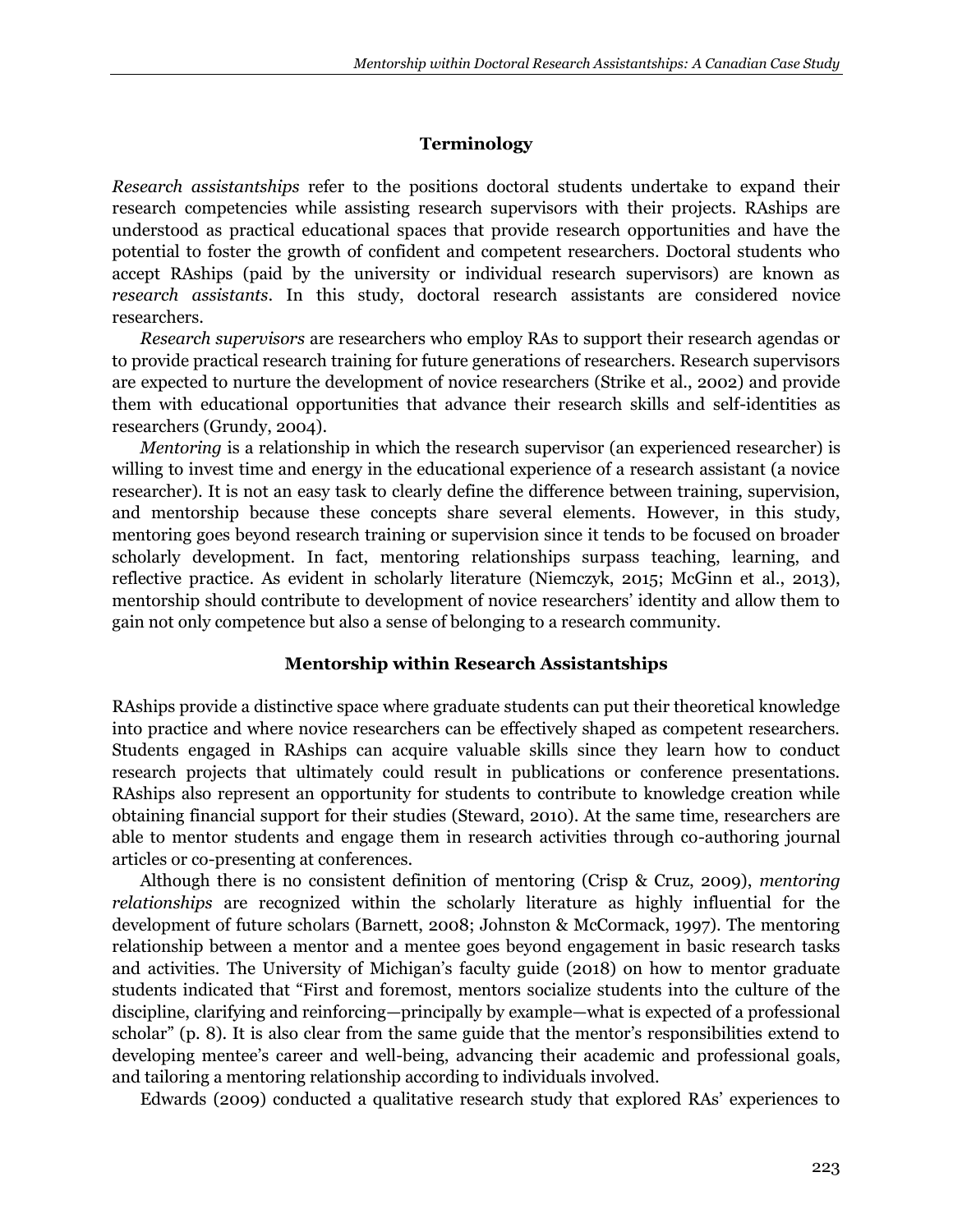## Terminology

*Research assistantships* refer to the positions doctoral students undertake to expand their research competencies while assisting research supervisors with their projects. RAships are understood as practical educational spaces that provide research opportunities and have the potential to foster the growth of confident and competent researchers. Doctoral students who accept RAships (paid by the university or individual research supervisors) are known as *research assistants*. In this study, doctoral research assistants are considered novice researchers.

*Research supervisors* are researchers who employ RAs to support their research agendas or to provide practical research training for future generations of researchers. Research supervisors are expected to nurture the development of novice researchers (Strike et al., 2002) and provide them with educational opportunities that advance their research skills and self-identities as researchers (Grundy, 2004).

*Mentoring* is a relationship in which the research supervisor (an experienced researcher) is willing to invest time and energy in the educational experience of a research assistant (a novice researcher). It is not an easy task to clearly define the difference between training, supervision, and mentorship because these concepts share several elements. However, in this study, mentoring goes beyond research training or supervision since it tends to be focused on broader scholarly development. In fact, mentoring relationships surpass teaching, learning, and reflective practice. As evident in scholarly literature (Niemczyk, 2015; McGinn et al., 2013), mentorship should contribute to development of novice researchers' identity and allow them to gain not only competence but also a sense of belonging to a research community.

## Mentorship within Research Assistantships

RAships provide a distinctive space where graduate students can put their theoretical knowledge into practice and where novice researchers can be effectively shaped as competent researchers. Students engaged in RAships can acquire valuable skills since they learn how to conduct research projects that ultimately could result in publications or conference presentations. RAships also represent an opportunity for students to contribute to knowledge creation while obtaining financial support for their studies (Steward, 2010). At the same time, researchers are able to mentor students and engage them in research activities through co-authoring journal articles or co-presenting at conferences.

Although there is no consistent definition of mentoring (Crisp & Cruz, 2009), *mentoring relationships* are recognized within the scholarly literature as highly influential for the development of future scholars (Barnett, 2008; Johnston & McCormack, 1997). The mentoring relationship between a mentor and a mentee goes beyond engagement in basic research tasks and activities. The University of Michigan's faculty guide (2018) on how to mentor graduate students indicated that "First and foremost, mentors socialize students into the culture of the discipline, clarifying and reinforcing—principally by example—what is expected of a professional scholar" (p. 8). It is also clear from the same guide that the mentor's responsibilities extend to developing mentee's career and well-being, advancing their academic and professional goals, and tailoring a mentoring relationship according to individuals involved.

Edwards (2009) conducted a qualitative research study that explored RAs' experiences to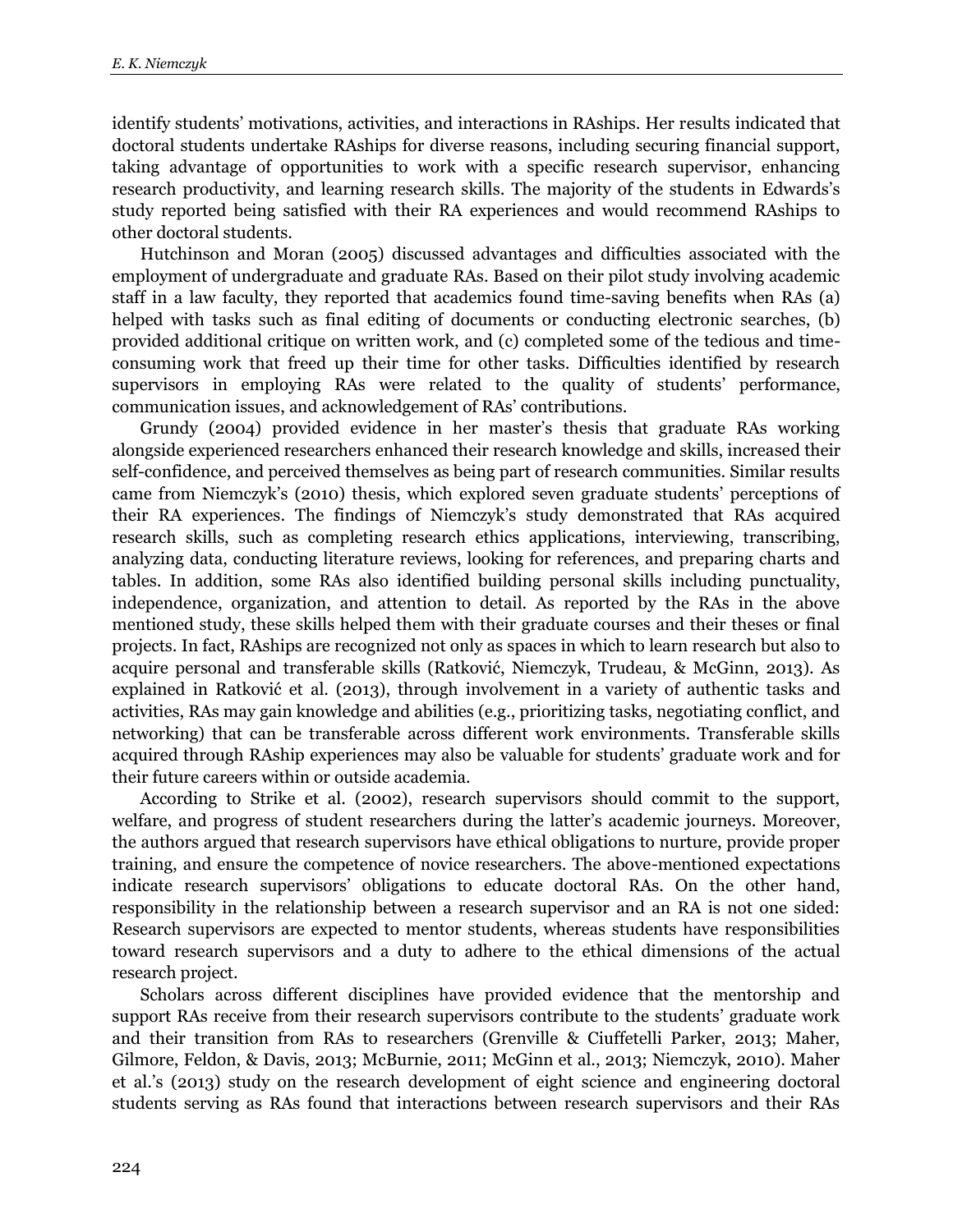identify students' motivations, activities, and interactions in RAships. Her results indicated that doctoral students undertake RAships for diverse reasons, including securing financial support, taking advantage of opportunities to work with a specific research supervisor, enhancing research productivity, and learning research skills. The majority of the students in Edwards's study reported being satisfied with their RA experiences and would recommend RAships to other doctoral students.

Hutchinson and Moran (2005) discussed advantages and difficulties associated with the employment of undergraduate and graduate RAs. Based on their pilot study involving academic staff in a law faculty, they reported that academics found time-saving benefits when RAs (a) helped with tasks such as final editing of documents or conducting electronic searches, (b) provided additional critique on written work, and (c) completed some of the tedious and time-consuming work that freed up their time for other tasks. Difficulties identified by research supervisors in employing RAs were related to the quality of students' performance, communication issues, and acknowledgement of RAs' contributions.

Grundy (2004) provided evidence in her master's thesis that graduate RAs working alongside experienced researchers enhanced their research knowledge and skills, increased their self-confidence, and perceived themselves as being part of research communities. Similar results came from Niemczyk's (2010) thesis, which explored seven graduate students' perceptions of their RA experiences. The findings of Niemczyk's study demonstrated that RAs acquired research skills, such as completing research ethics applications, interviewing, transcribing, analyzing data, conducting literature reviews, looking for references, and preparing charts and tables. In addition, some RAs also identified building personal skills including punctuality, independence, organization, and attention to detail. As reported by the RAs in the above mentioned study, these skills helped them with their graduate courses and their theses or final projects. In fact, RAships are recognized not only as spaces in which to learn research but also to acquire personal and transferable skills (Ratković, Niemczyk, Trudeau, & McGinn, 2013). As explained in Ratković et al. (2013), through involvement in a variety of authentic tasks and activities, RAs may gain knowledge and abilities (e.g., prioritizing tasks, negotiating conflict, and networking) that can be transferable across different work environments. Transferable skills acquired through RAship experiences may also be valuable for students' graduate work and for their future careers within or outside academia.

According to Strike et al. (2002), research supervisors should commit to the support, welfare, and progress of student researchers during the latter's academic journeys. Moreover, the authors argued that research supervisors have ethical obligations to nurture, provide proper training, and ensure the competence of novice researchers. The above-mentioned expectations indicate research supervisors' obligations to educate doctoral RAs. On the other hand, responsibility in the relationship between a research supervisor and an RA is not one sided: Research supervisors are expected to mentor students, whereas students have responsibilities toward research supervisors and a duty to adhere to the ethical dimensions of the actual research project.

Scholars across different disciplines have provided evidence that the mentorship and support RAs receive from their research supervisors contribute to the students' graduate work and their transition from RAs to researchers (Grenville & Ciuffetelli Parker, 2013; Maher, Gilmore, Feldon, & Davis, 2013; McBurnie, 2011; McGinn et al., 2013; Niemczyk, 2010). Maher et al.'s (2013) study on the research development of eight science and engineering doctoral students serving as RAs found that interactions between research supervisors and their RAs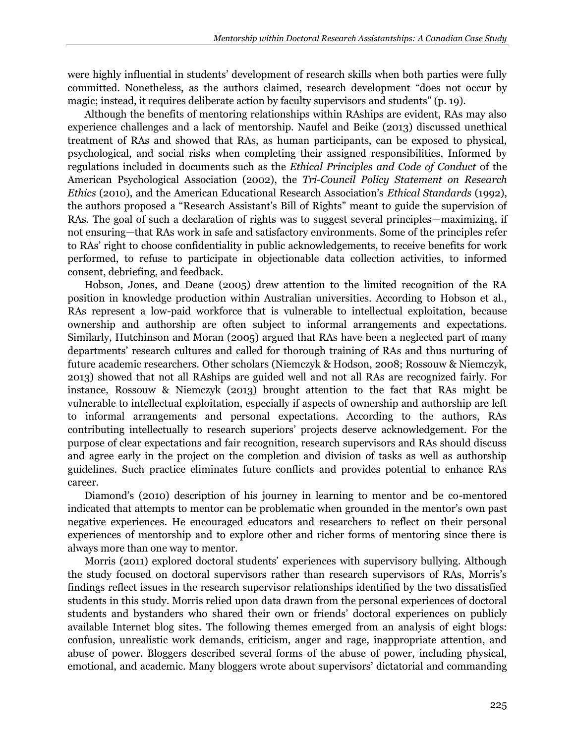were highly influential in students' development of research skills when both parties were fully committed. Nonetheless, as the authors claimed, research development "does not occur by magic; instead, it requires deliberate action by faculty supervisors and students" (p. 19).

Although the benefits of mentoring relationships within RAships are evident, RAs may also experience challenges and a lack of mentorship. Naufel and Beike (2013) discussed unethical treatment of RAs and showed that RAs, as human participants, can be exposed to physical, psychological, and social risks when completing their assigned responsibilities. Informed by regulations included in documents such as the *Ethical Principles and Code of Conduct* of the American Psychological Association (2002), the *Tri-Council Policy Statement on Research Ethics* (2010), and the American Educational Research Association's *Ethical Standards* (1992), the authors proposed a "Research Assistant's Bill of Rights" meant to guide the supervision of RAs. The goal of such a declaration of rights was to suggest several principles—maximizing, if not ensuring—that RAs work in safe and satisfactory environments. Some of the principles refer to RAs' right to choose confidentiality in public acknowledgements, to receive benefits for work performed, to refuse to participate in objectionable data collection activities, to informed consent, debriefing, and feedback.

Hobson, Jones, and Deane (2005) drew attention to the limited recognition of the RA position in knowledge production within Australian universities. According to Hobson et al., RAs represent a low-paid workforce that is vulnerable to intellectual exploitation, because ownership and authorship are often subject to informal arrangements and expectations. Similarly, Hutchinson and Moran (2005) argued that RAs have been a neglected part of many departments' research cultures and called for thorough training of RAs and thus nurturing of future academic researchers. Other scholars (Niemczyk & Hodson, 2008; Rossouw & Niemczyk, 2013) showed that not all RAships are guided well and not all RAs are recognized fairly. For instance, Rossouw & Niemczyk (2013) brought attention to the fact that RAs might be vulnerable to intellectual exploitation, especially if aspects of ownership and authorship are left to informal arrangements and personal expectations. According to the authors, RAs contributing intellectually to research superiors' projects deserve acknowledgement. For the purpose of clear expectations and fair recognition, research supervisors and RAs should discuss and agree early in the project on the completion and division of tasks as well as authorship guidelines. Such practice eliminates future conflicts and provides potential to enhance RAs career.

Diamond's (2010) description of his journey in learning to mentor and be co-mentored indicated that attempts to mentor can be problematic when grounded in the mentor's own past negative experiences. He encouraged educators and researchers to reflect on their personal experiences of mentorship and to explore other and richer forms of mentoring since there is always more than one way to mentor.

Morris (2011) explored doctoral students' experiences with supervisory bullying. Although the study focused on doctoral supervisors rather than research supervisors of RAs, Morris's findings reflect issues in the research supervisor relationships identified by the two dissatisfied students in this study. Morris relied upon data drawn from the personal experiences of doctoral students and bystanders who shared their own or friends' doctoral experiences on publicly available Internet blog sites. The following themes emerged from an analysis of eight blogs: confusion, unrealistic work demands, criticism, anger and rage, inappropriate attention, and abuse of power. Bloggers described several forms of the abuse of power, including physical, emotional, and academic. Many bloggers wrote about supervisors' dictatorial and commanding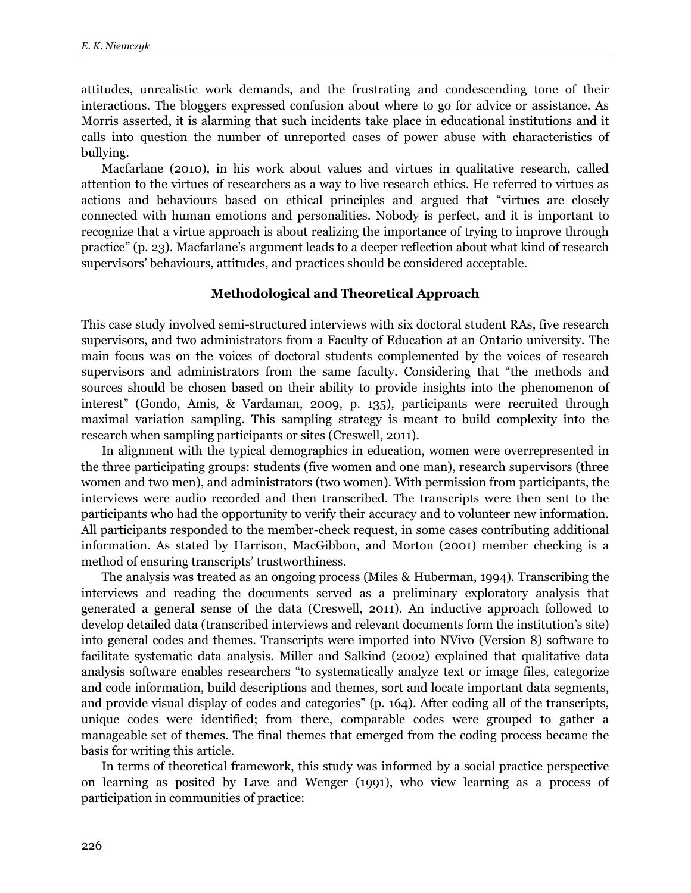attitudes, unrealistic work demands, and the frustrating and condescending tone of their interactions. The bloggers expressed confusion about where to go for advice or assistance. As Morris asserted, it is alarming that such incidents take place in educational institutions and it calls into question the number of unreported cases of power abuse with characteristics of bullying.

Macfarlane (2010), in his work about values and virtues in qualitative research, called attention to the virtues of researchers as a way to live research ethics. He referred to virtues as actions and behaviours based on ethical principles and argued that "virtues are closely connected with human emotions and personalities. Nobody is perfect, and it is important to recognize that a virtue approach is about realizing the importance of trying to improve through practice" (p. 23). Macfarlane's argument leads to a deeper reflection about what kind of research supervisors' behaviours, attitudes, and practices should be considered acceptable.

## Methodological and Theoretical Approach

This case study involved semi-structured interviews with six doctoral student RAs, five research supervisors, and two administrators from a Faculty of Education at an Ontario university. The main focus was on the voices of doctoral students complemented by the voices of research supervisors and administrators from the same faculty. Considering that "the methods and sources should be chosen based on their ability to provide insights into the phenomenon of interest" (Gondo, Amis, & Vardaman, 2009, p. 135), participants were recruited through maximal variation sampling. This sampling strategy is meant to build complexity into the research when sampling participants or sites (Creswell, 2011).

In alignment with the typical demographics in education, women were overrepresented in the three participating groups: students (five women and one man), research supervisors (three women and two men), and administrators (two women). With permission from participants, the interviews were audio recorded and then transcribed. The transcripts were then sent to the participants who had the opportunity to verify their accuracy and to volunteer new information. All participants responded to the member-check request, in some cases contributing additional information. As stated by Harrison, MacGibbon, and Morton (2001) member checking is a method of ensuring transcripts' trustworthiness.

The analysis was treated as an ongoing process (Miles & Huberman, 1994). Transcribing the interviews and reading the documents served as a preliminary exploratory analysis that generated a general sense of the data (Creswell, 2011). An inductive approach followed to develop detailed data (transcribed interviews and relevant documents form the institution's site) into general codes and themes. Transcripts were imported into NVivo (Version 8) software to facilitate systematic data analysis. Miller and Salkind (2002) explained that qualitative data analysis software enables researchers "to systematically analyze text or image files, categorize and code information, build descriptions and themes, sort and locate important data segments, and provide visual display of codes and categories" (p. 164). After coding all of the transcripts, unique codes were identified; from there, comparable codes were grouped to gather a manageable set of themes. The final themes that emerged from the coding process became the basis for writing this article.

In terms of theoretical framework, this study was informed by a social practice perspective on learning as posited by Lave and Wenger (1991), who view learning as a process of participation in communities of practice: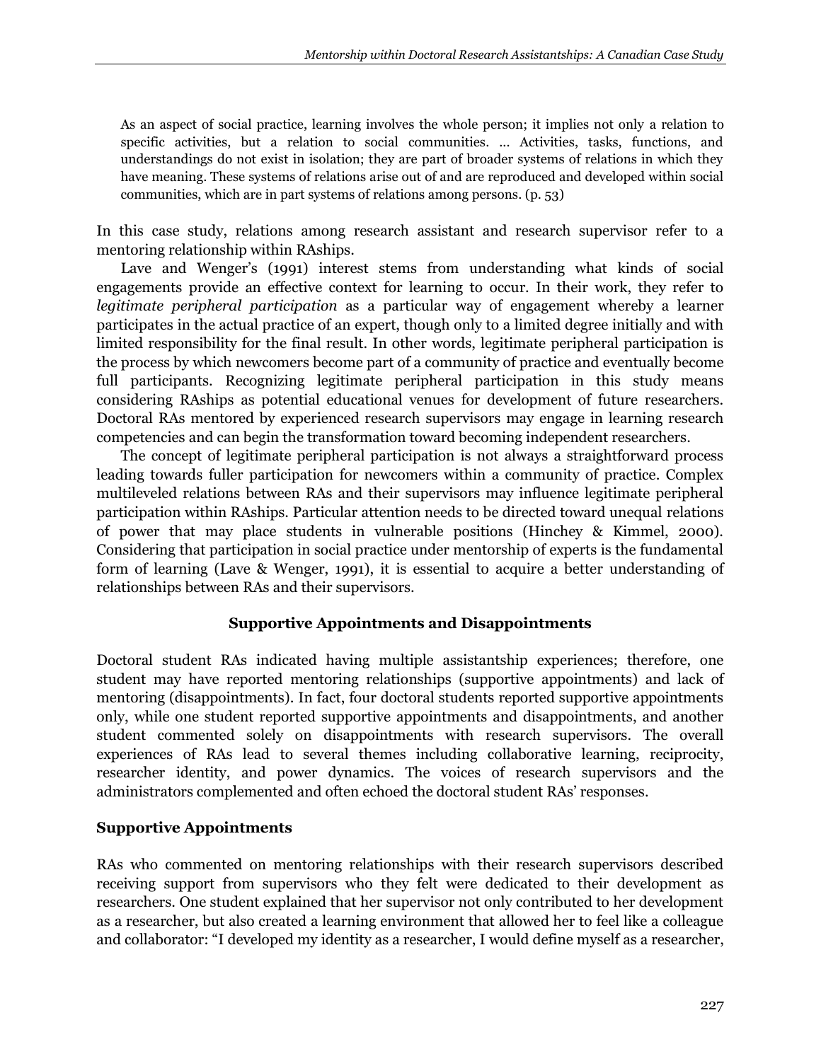> As an aspect of social practice, learning involves the whole person; it implies not only a relation to specific activities, but a relation to social communities. … Activities, tasks, functions, and understandings do not exist in isolation; they are part of broader systems of relations in which they have meaning. These systems of relations arise out of and are reproduced and developed within social communities, which are in part systems of relations among persons. (p. 53)

In this case study, relations among research assistant and research supervisor refer to a mentoring relationship within RAships.

Lave and Wenger's (1991) interest stems from understanding what kinds of social engagements provide an effective context for learning to occur. In their work, they refer to *legitimate peripheral participation* as a particular way of engagement whereby a learner participates in the actual practice of an expert, though only to a limited degree initially and with limited responsibility for the final result. In other words, legitimate peripheral participation is the process by which newcomers become part of a community of practice and eventually become full participants. Recognizing legitimate peripheral participation in this study means considering RAships as potential educational venues for development of future researchers. Doctoral RAs mentored by experienced research supervisors may engage in learning research competencies and can begin the transformation toward becoming independent researchers.

The concept of legitimate peripheral participation is not always a straightforward process leading towards fuller participation for newcomers within a community of practice. Complex multileveled relations between RAs and their supervisors may influence legitimate peripheral participation within RAships. Particular attention needs to be directed toward unequal relations of power that may place students in vulnerable positions (Hinchey & Kimmel, 2000). Considering that participation in social practice under mentorship of experts is the fundamental form of learning (Lave & Wenger, 1991), it is essential to acquire a better understanding of relationships between RAs and their supervisors.

## Supportive Appointments and Disappointments

Doctoral student RAs indicated having multiple assistantship experiences; therefore, one student may have reported mentoring relationships (supportive appointments) and lack of mentoring (disappointments). In fact, four doctoral students reported supportive appointments only, while one student reported supportive appointments and disappointments, and another student commented solely on disappointments with research supervisors. The overall experiences of RAs lead to several themes including collaborative learning, reciprocity, researcher identity, and power dynamics. The voices of research supervisors and the administrators complemented and often echoed the doctoral student RAs' responses.

### Supportive Appointments

RAs who commented on mentoring relationships with their research supervisors described receiving support from supervisors who they felt were dedicated to their development as researchers. One student explained that her supervisor not only contributed to her development as a researcher, but also created a learning environment that allowed her to feel like a colleague and collaborator: "I developed my identity as a researcher, I would define myself as a researcher,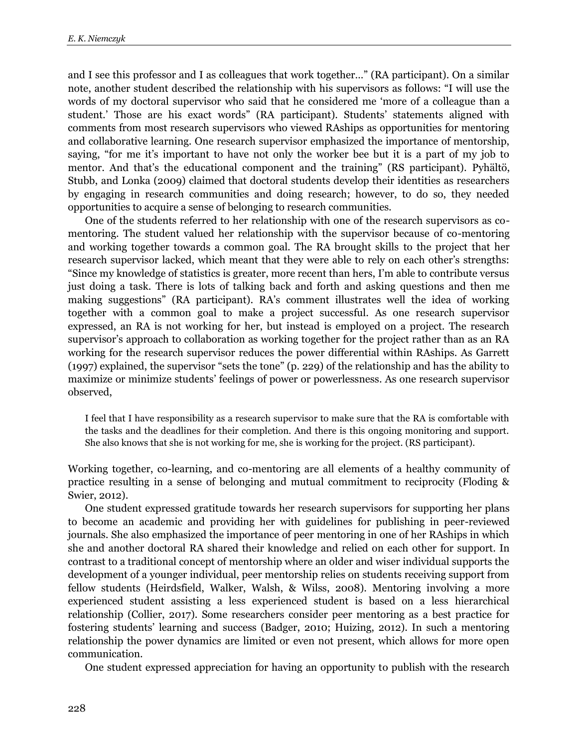and I see this professor and I as colleagues that work together…" (RA participant). On a similar note, another student described the relationship with his supervisors as follows: "I will use the words of my doctoral supervisor who said that he considered me 'more of a colleague than a student.' Those are his exact words" (RA participant). Students' statements aligned with comments from most research supervisors who viewed RAships as opportunities for mentoring and collaborative learning. One research supervisor emphasized the importance of mentorship, saying, "for me it's important to have not only the worker bee but it is a part of my job to mentor. And that's the educational component and the training" (RS participant). Pyhältö, Stubb, and Lonka (2009) claimed that doctoral students develop their identities as researchers by engaging in research communities and doing research; however, to do so, they needed opportunities to acquire a sense of belonging to research communities.

One of the students referred to her relationship with one of the research supervisors as co-mentoring. The student valued her relationship with the supervisor because of co-mentoring and working together towards a common goal. The RA brought skills to the project that her research supervisor lacked, which meant that they were able to rely on each other's strengths: "Since my knowledge of statistics is greater, more recent than hers, I'm able to contribute versus just doing a task. There is lots of talking back and forth and asking questions and then me making suggestions" (RA participant). RA's comment illustrates well the idea of working together with a common goal to make a project successful. As one research supervisor expressed, an RA is not working for her, but instead is employed on a project. The research supervisor's approach to collaboration as working together for the project rather than as an RA working for the research supervisor reduces the power differential within RAships. As Garrett (1997) explained, the supervisor "sets the tone" (p. 229) of the relationship and has the ability to maximize or minimize students' feelings of power or powerlessness. As one research supervisor observed,

> I feel that I have responsibility as a research supervisor to make sure that the RA is comfortable with the tasks and the deadlines for their completion. And there is this ongoing monitoring and support. She also knows that she is not working for me, she is working for the project. (RS participant).

Working together, co-learning, and co-mentoring are all elements of a healthy community of practice resulting in a sense of belonging and mutual commitment to reciprocity (Floding & Swier, 2012).

One student expressed gratitude towards her research supervisors for supporting her plans to become an academic and providing her with guidelines for publishing in peer-reviewed journals. She also emphasized the importance of peer mentoring in one of her RAships in which she and another doctoral RA shared their knowledge and relied on each other for support. In contrast to a traditional concept of mentorship where an older and wiser individual supports the development of a younger individual, peer mentorship relies on students receiving support from fellow students (Heirdsfield, Walker, Walsh, & Wilss, 2008). Mentoring involving a more experienced student assisting a less experienced student is based on a less hierarchical relationship (Collier, 2017). Some researchers consider peer mentoring as a best practice for fostering students' learning and success (Badger, 2010; Huizing, 2012). In such a mentoring relationship the power dynamics are limited or even not present, which allows for more open communication.

One student expressed appreciation for having an opportunity to publish with the research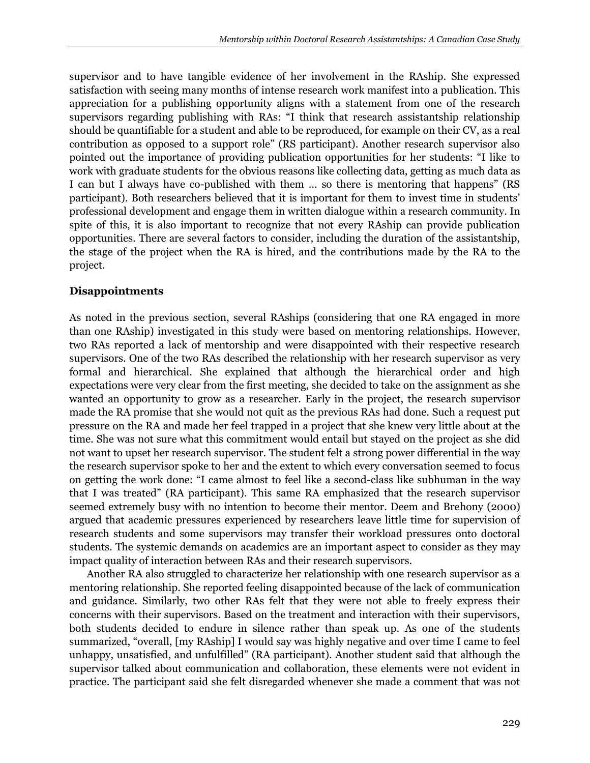supervisor and to have tangible evidence of her involvement in the RAship. She expressed satisfaction with seeing many months of intense research work manifest into a publication. This appreciation for a publishing opportunity aligns with a statement from one of the research supervisors regarding publishing with RAs: "I think that research assistantship relationship should be quantifiable for a student and able to be reproduced, for example on their CV, as a real contribution as opposed to a support role" (RS participant). Another research supervisor also pointed out the importance of providing publication opportunities for her students: "I like to work with graduate students for the obvious reasons like collecting data, getting as much data as I can but I always have co-published with them … so there is mentoring that happens" (RS participant). Both researchers believed that it is important for them to invest time in students' professional development and engage them in written dialogue within a research community. In spite of this, it is also important to recognize that not every RAship can provide publication opportunities. There are several factors to consider, including the duration of the assistantship, the stage of the project when the RA is hired, and the contributions made by the RA to the project.

## Disappointments

As noted in the previous section, several RAships (considering that one RA engaged in more than one RAship) investigated in this study were based on mentoring relationships. However, two RAs reported a lack of mentorship and were disappointed with their respective research supervisors. One of the two RAs described the relationship with her research supervisor as very formal and hierarchical. She explained that although the hierarchical order and high expectations were very clear from the first meeting, she decided to take on the assignment as she wanted an opportunity to grow as a researcher. Early in the project, the research supervisor made the RA promise that she would not quit as the previous RAs had done. Such a request put pressure on the RA and made her feel trapped in a project that she knew very little about at the time. She was not sure what this commitment would entail but stayed on the project as she did not want to upset her research supervisor. The student felt a strong power differential in the way the research supervisor spoke to her and the extent to which every conversation seemed to focus on getting the work done: "I came almost to feel like a second-class like subhuman in the way that I was treated" (RA participant). This same RA emphasized that the research supervisor seemed extremely busy with no intention to become their mentor. Deem and Brehony (2000) argued that academic pressures experienced by researchers leave little time for supervision of research students and some supervisors may transfer their workload pressures onto doctoral students. The systemic demands on academics are an important aspect to consider as they may impact quality of interaction between RAs and their research supervisors.

Another RA also struggled to characterize her relationship with one research supervisor as a mentoring relationship. She reported feeling disappointed because of the lack of communication and guidance. Similarly, two other RAs felt that they were not able to freely express their concerns with their supervisors. Based on the treatment and interaction with their supervisors, both students decided to endure in silence rather than speak up. As one of the students summarized, "overall, [my RAship] I would say was highly negative and over time I came to feel unhappy, unsatisfied, and unfulfilled" (RA participant). Another student said that although the supervisor talked about communication and collaboration, these elements were not evident in practice. The participant said she felt disregarded whenever she made a comment that was not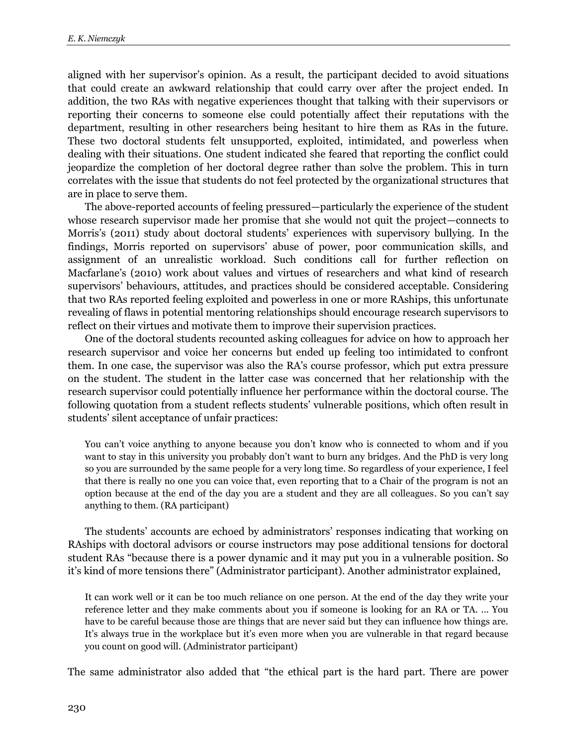aligned with her supervisor's opinion. As a result, the participant decided to avoid situations that could create an awkward relationship that could carry over after the project ended. In addition, the two RAs with negative experiences thought that talking with their supervisors or reporting their concerns to someone else could potentially affect their reputations with the department, resulting in other researchers being hesitant to hire them as RAs in the future. These two doctoral students felt unsupported, exploited, intimidated, and powerless when dealing with their situations. One student indicated she feared that reporting the conflict could jeopardize the completion of her doctoral degree rather than solve the problem. This in turn correlates with the issue that students do not feel protected by the organizational structures that are in place to serve them.

The above-reported accounts of feeling pressured—particularly the experience of the student whose research supervisor made her promise that she would not quit the project—connects to Morris's (2011) study about doctoral students' experiences with supervisory bullying. In the findings, Morris reported on supervisors' abuse of power, poor communication skills, and assignment of an unrealistic workload. Such conditions call for further reflection on Macfarlane's (2010) work about values and virtues of researchers and what kind of research supervisors' behaviours, attitudes, and practices should be considered acceptable. Considering that two RAs reported feeling exploited and powerless in one or more RAships, this unfortunate revealing of flaws in potential mentoring relationships should encourage research supervisors to reflect on their virtues and motivate them to improve their supervision practices.

One of the doctoral students recounted asking colleagues for advice on how to approach her research supervisor and voice her concerns but ended up feeling too intimidated to confront them. In one case, the supervisor was also the RA's course professor, which put extra pressure on the student. The student in the latter case was concerned that her relationship with the research supervisor could potentially influence her performance within the doctoral course. The following quotation from a student reflects students' vulnerable positions, which often result in students' silent acceptance of unfair practices:

> You can't voice anything to anyone because you don't know who is connected to whom and if you want to stay in this university you probably don't want to burn any bridges. And the PhD is very long so you are surrounded by the same people for a very long time. So regardless of your experience, I feel that there is really no one you can voice that, even reporting that to a Chair of the program is not an option because at the end of the day you are a student and they are all colleagues. So you can't say anything to them. (RA participant)

The students' accounts are echoed by administrators' responses indicating that working on RAships with doctoral advisors or course instructors may pose additional tensions for doctoral student RAs "because there is a power dynamic and it may put you in a vulnerable position. So it's kind of more tensions there" (Administrator participant). Another administrator explained,

> It can work well or it can be too much reliance on one person. At the end of the day they write your reference letter and they make comments about you if someone is looking for an RA or TA. … You have to be careful because those are things that are never said but they can influence how things are. It's always true in the workplace but it's even more when you are vulnerable in that regard because you count on good will. (Administrator participant)

The same administrator also added that "the ethical part is the hard part. There are power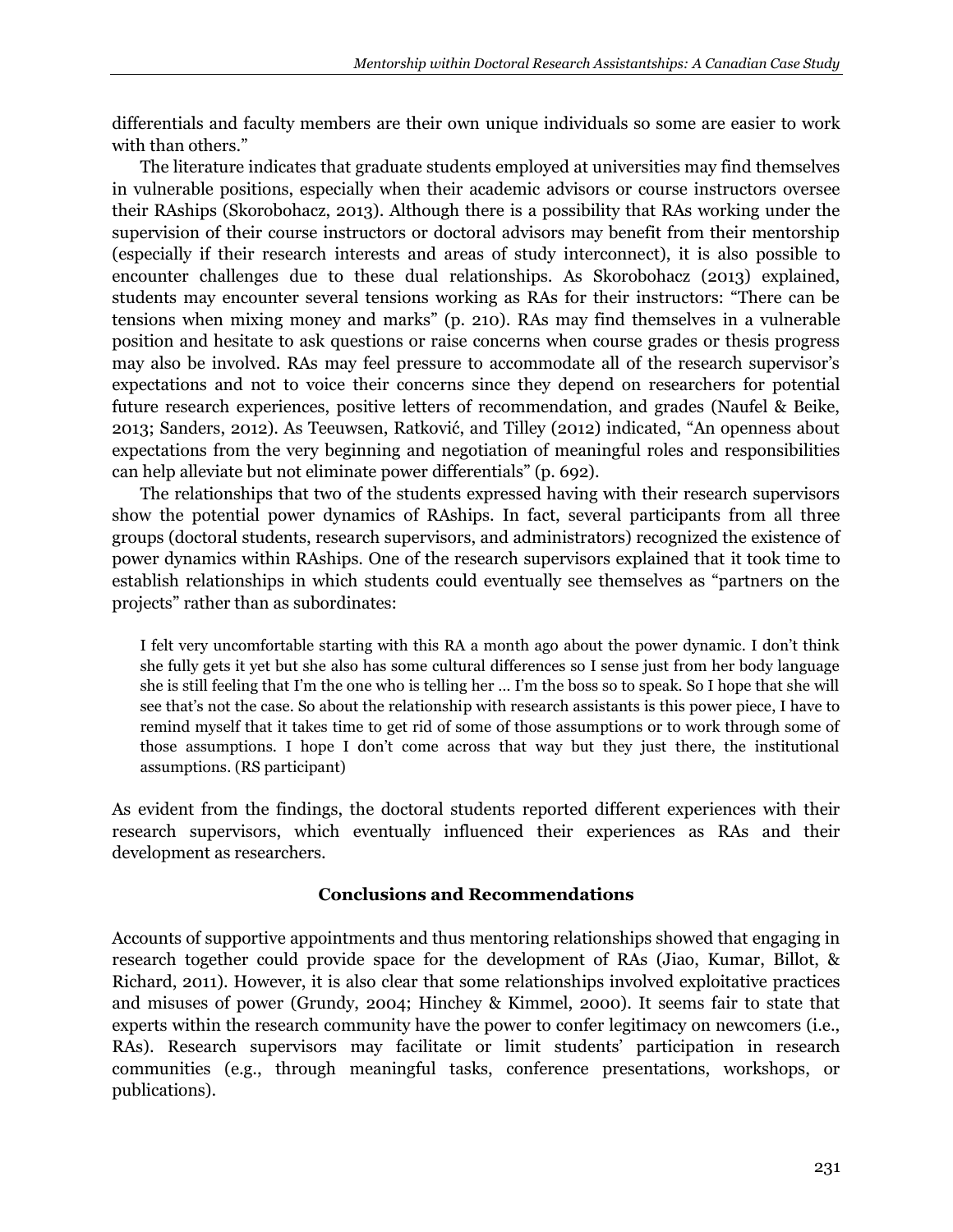differentials and faculty members are their own unique individuals so some are easier to work with than others."

The literature indicates that graduate students employed at universities may find themselves in vulnerable positions, especially when their academic advisors or course instructors oversee their RAships (Skorobohacz, 2013). Although there is a possibility that RAs working under the supervision of their course instructors or doctoral advisors may benefit from their mentorship (especially if their research interests and areas of study interconnect), it is also possible to encounter challenges due to these dual relationships. As Skorobohacz (2013) explained, students may encounter several tensions working as RAs for their instructors: "There can be tensions when mixing money and marks" (p. 210). RAs may find themselves in a vulnerable position and hesitate to ask questions or raise concerns when course grades or thesis progress may also be involved. RAs may feel pressure to accommodate all of the research supervisor's expectations and not to voice their concerns since they depend on researchers for potential future research experiences, positive letters of recommendation, and grades (Naufel & Beike, 2013; Sanders, 2012). As Teeuwsen, Ratković, and Tilley (2012) indicated, "An openness about expectations from the very beginning and negotiation of meaningful roles and responsibilities can help alleviate but not eliminate power differentials" (p. 692).

The relationships that two of the students expressed having with their research supervisors show the potential power dynamics of RAships. In fact, several participants from all three groups (doctoral students, research supervisors, and administrators) recognized the existence of power dynamics within RAships. One of the research supervisors explained that it took time to establish relationships in which students could eventually see themselves as "partners on the projects" rather than as subordinates:

> I felt very uncomfortable starting with this RA a month ago about the power dynamic. I don't think she fully gets it yet but she also has some cultural differences so I sense just from her body language she is still feeling that I'm the one who is telling her … I'm the boss so to speak. So I hope that she will see that's not the case. So about the relationship with research assistants is this power piece, I have to remind myself that it takes time to get rid of some of those assumptions or to work through some of those assumptions. I hope I don't come across that way but they just there, the institutional assumptions. (RS participant)

As evident from the findings, the doctoral students reported different experiences with their research supervisors, which eventually influenced their experiences as RAs and their development as researchers.

## Conclusions and Recommendations

Accounts of supportive appointments and thus mentoring relationships showed that engaging in research together could provide space for the development of RAs (Jiao, Kumar, Billot, & Richard, 2011). However, it is also clear that some relationships involved exploitative practices and misuses of power (Grundy, 2004; Hinchey & Kimmel, 2000). It seems fair to state that experts within the research community have the power to confer legitimacy on newcomers (i.e., RAs). Research supervisors may facilitate or limit students' participation in research communities (e.g., through meaningful tasks, conference presentations, workshops, or publications).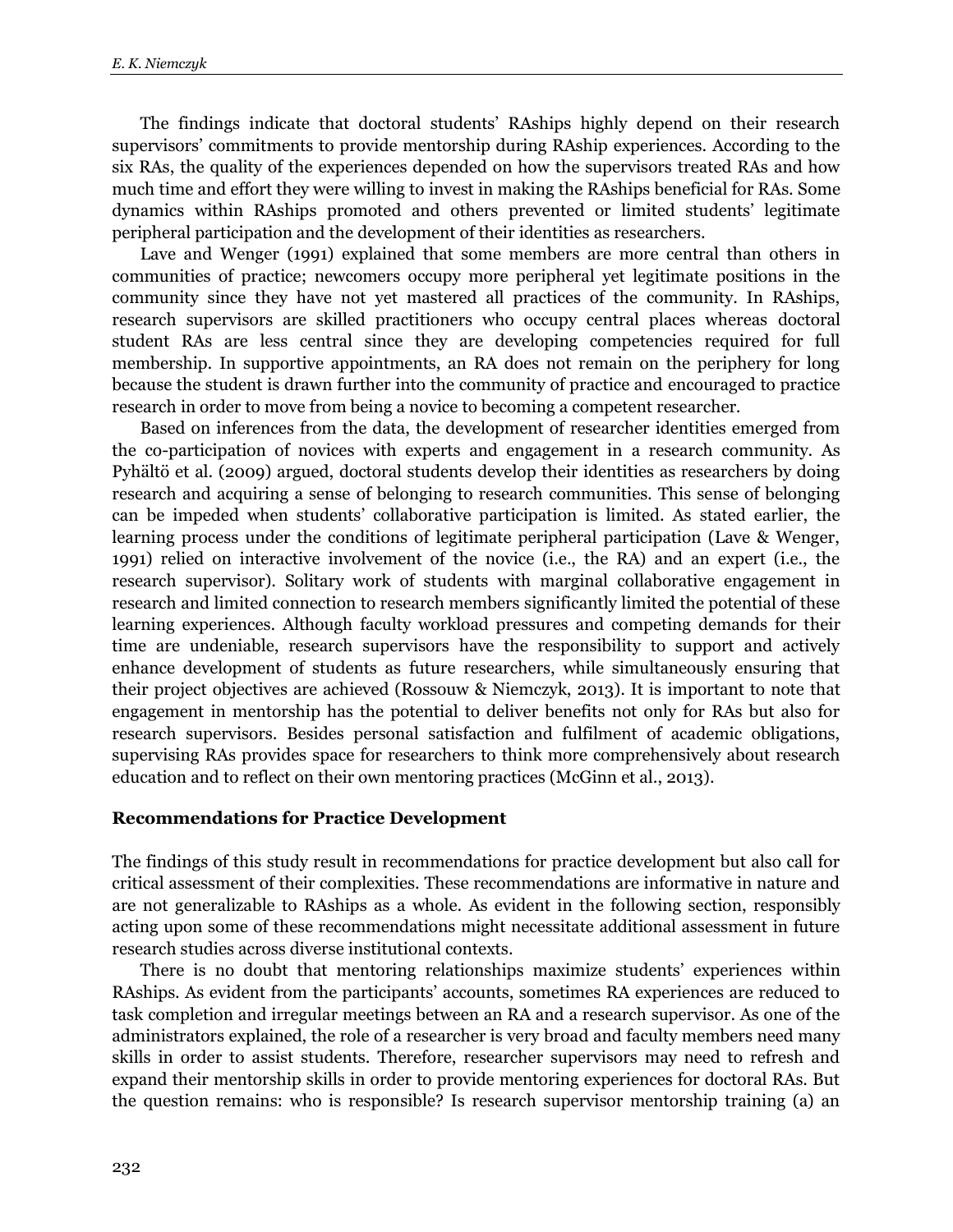The findings indicate that doctoral students' RAships highly depend on their research supervisors' commitments to provide mentorship during RAship experiences. According to the six RAs, the quality of the experiences depended on how the supervisors treated RAs and how much time and effort they were willing to invest in making the RAships beneficial for RAs. Some dynamics within RAships promoted and others prevented or limited students' legitimate peripheral participation and the development of their identities as researchers.

Lave and Wenger (1991) explained that some members are more central than others in communities of practice; newcomers occupy more peripheral yet legitimate positions in the community since they have not yet mastered all practices of the community. In RAships, research supervisors are skilled practitioners who occupy central places whereas doctoral student RAs are less central since they are developing competencies required for full membership. In supportive appointments, an RA does not remain on the periphery for long because the student is drawn further into the community of practice and encouraged to practice research in order to move from being a novice to becoming a competent researcher.

Based on inferences from the data, the development of researcher identities emerged from the co-participation of novices with experts and engagement in a research community. As Pyhältö et al. (2009) argued, doctoral students develop their identities as researchers by doing research and acquiring a sense of belonging to research communities. This sense of belonging can be impeded when students' collaborative participation is limited. As stated earlier, the learning process under the conditions of legitimate peripheral participation (Lave & Wenger, 1991) relied on interactive involvement of the novice (i.e., the RA) and an expert (i.e., the research supervisor). Solitary work of students with marginal collaborative engagement in research and limited connection to research members significantly limited the potential of these learning experiences. Although faculty workload pressures and competing demands for their time are undeniable, research supervisors have the responsibility to support and actively enhance development of students as future researchers, while simultaneously ensuring that their project objectives are achieved (Rossouw & Niemczyk, 2013). It is important to note that engagement in mentorship has the potential to deliver benefits not only for RAs but also for research supervisors. Besides personal satisfaction and fulfilment of academic obligations, supervising RAs provides space for researchers to think more comprehensively about research education and to reflect on their own mentoring practices (McGinn et al., 2013).

## Recommendations for Practice Development

The findings of this study result in recommendations for practice development but also call for critical assessment of their complexities. These recommendations are informative in nature and are not generalizable to RAships as a whole. As evident in the following section, responsibly acting upon some of these recommendations might necessitate additional assessment in future research studies across diverse institutional contexts.

There is no doubt that mentoring relationships maximize students' experiences within RAships. As evident from the participants' accounts, sometimes RA experiences are reduced to task completion and irregular meetings between an RA and a research supervisor. As one of the administrators explained, the role of a researcher is very broad and faculty members need many skills in order to assist students. Therefore, researcher supervisors may need to refresh and expand their mentorship skills in order to provide mentoring experiences for doctoral RAs. But the question remains: who is responsible? Is research supervisor mentorship training (a) an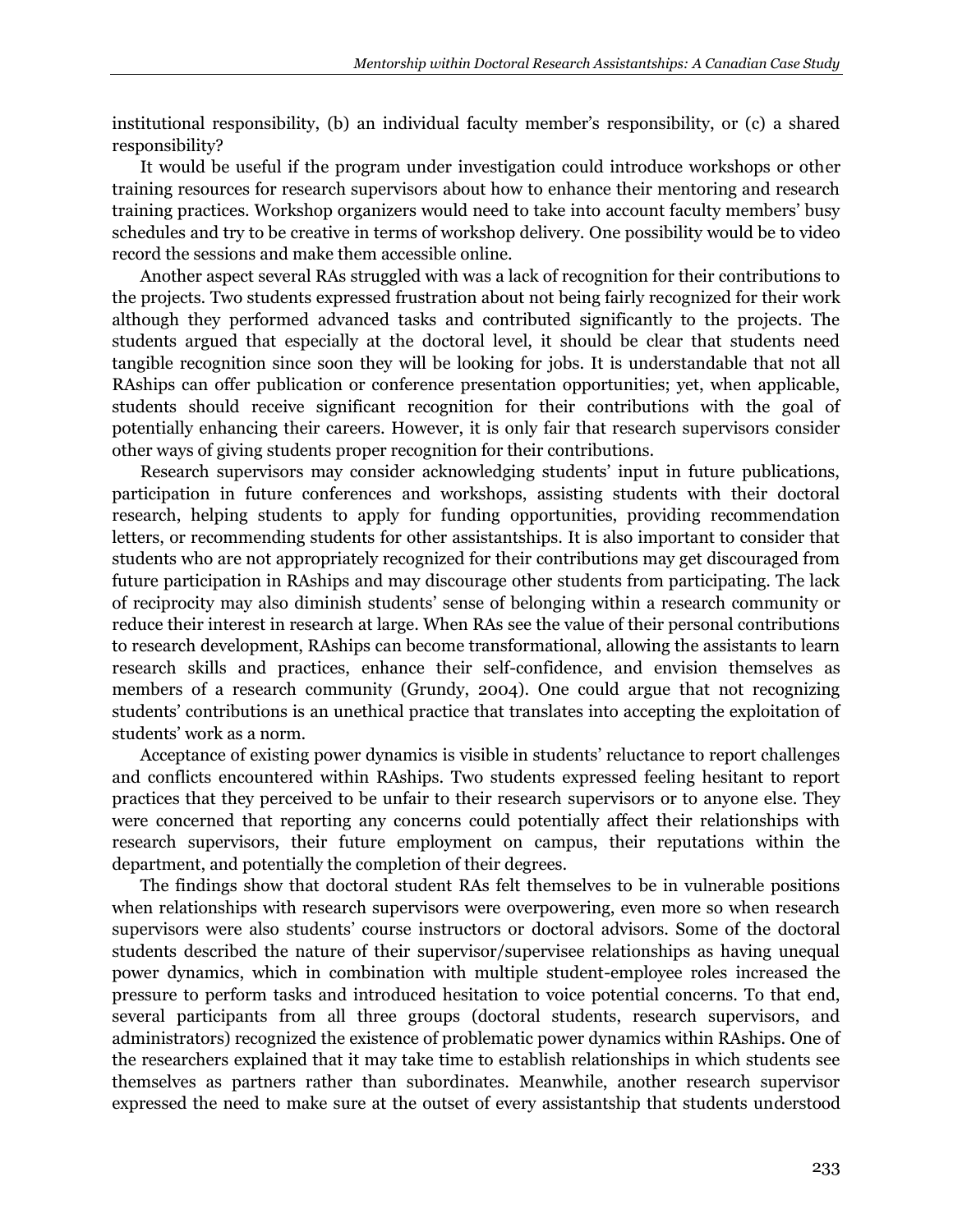institutional responsibility, (b) an individual faculty member's responsibility, or (c) a shared responsibility?

It would be useful if the program under investigation could introduce workshops or other training resources for research supervisors about how to enhance their mentoring and research training practices. Workshop organizers would need to take into account faculty members' busy schedules and try to be creative in terms of workshop delivery. One possibility would be to video record the sessions and make them accessible online.

Another aspect several RAs struggled with was a lack of recognition for their contributions to the projects. Two students expressed frustration about not being fairly recognized for their work although they performed advanced tasks and contributed significantly to the projects. The students argued that especially at the doctoral level, it should be clear that students need tangible recognition since soon they will be looking for jobs. It is understandable that not all RAships can offer publication or conference presentation opportunities; yet, when applicable, students should receive significant recognition for their contributions with the goal of potentially enhancing their careers. However, it is only fair that research supervisors consider other ways of giving students proper recognition for their contributions.

Research supervisors may consider acknowledging students' input in future publications, participation in future conferences and workshops, assisting students with their doctoral research, helping students to apply for funding opportunities, providing recommendation letters, or recommending students for other assistantships. It is also important to consider that students who are not appropriately recognized for their contributions may get discouraged from future participation in RAships and may discourage other students from participating. The lack of reciprocity may also diminish students' sense of belonging within a research community or reduce their interest in research at large. When RAs see the value of their personal contributions to research development, RAships can become transformational, allowing the assistants to learn research skills and practices, enhance their self-confidence, and envision themselves as members of a research community (Grundy, 2004). One could argue that not recognizing students' contributions is an unethical practice that translates into accepting the exploitation of students' work as a norm.

Acceptance of existing power dynamics is visible in students' reluctance to report challenges and conflicts encountered within RAships. Two students expressed feeling hesitant to report practices that they perceived to be unfair to their research supervisors or to anyone else. They were concerned that reporting any concerns could potentially affect their relationships with research supervisors, their future employment on campus, their reputations within the department, and potentially the completion of their degrees.

The findings show that doctoral student RAs felt themselves to be in vulnerable positions when relationships with research supervisors were overpowering, even more so when research supervisors were also students' course instructors or doctoral advisors. Some of the doctoral students described the nature of their supervisor/supervisee relationships as having unequal power dynamics, which in combination with multiple student-employee roles increased the pressure to perform tasks and introduced hesitation to voice potential concerns. To that end, several participants from all three groups (doctoral students, research supervisors, and administrators) recognized the existence of problematic power dynamics within RAships. One of the researchers explained that it may take time to establish relationships in which students see themselves as partners rather than subordinates. Meanwhile, another research supervisor expressed the need to make sure at the outset of every assistantship that students understood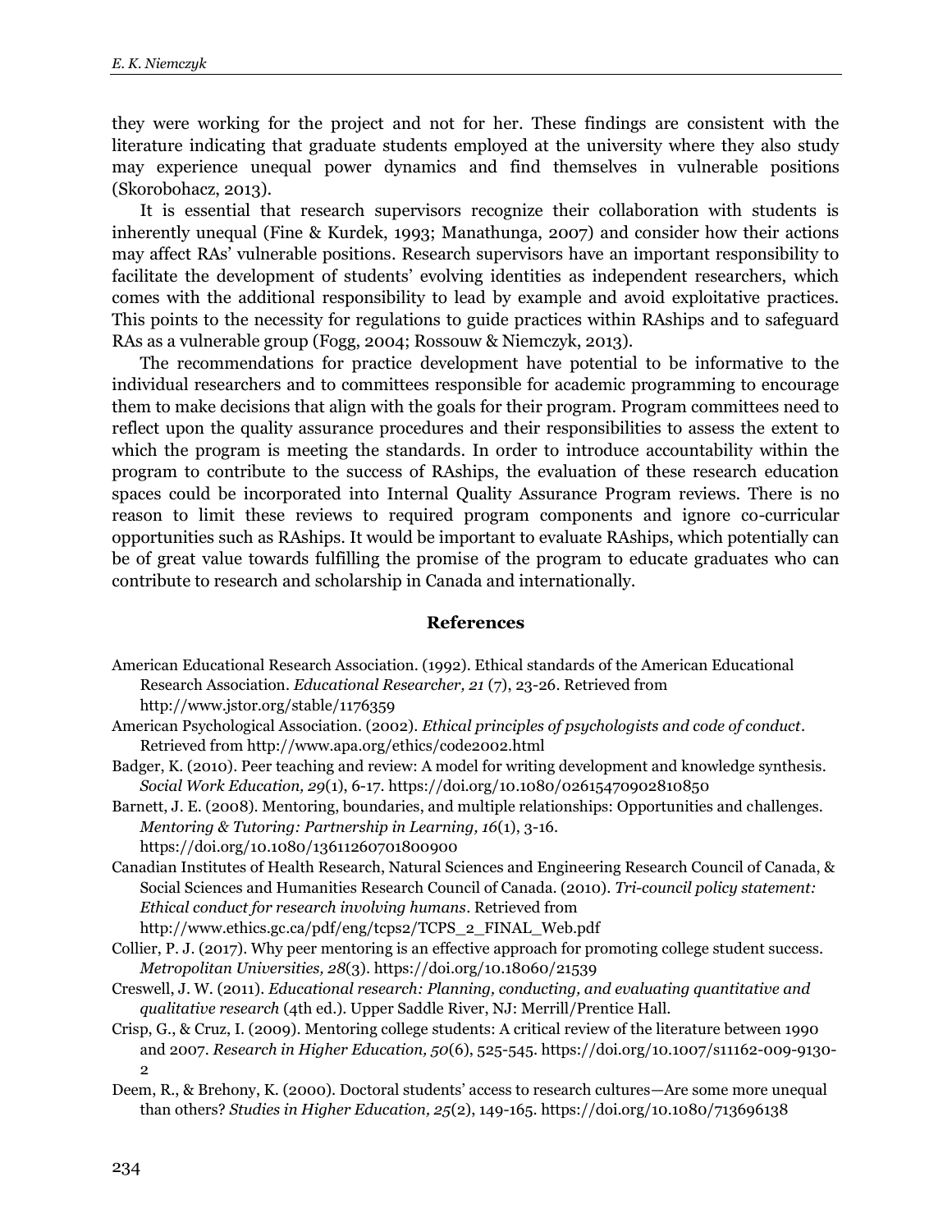they were working for the project and not for her. These findings are consistent with the literature indicating that graduate students employed at the university where they also study may experience unequal power dynamics and find themselves in vulnerable positions (Skorobohacz, 2013).

It is essential that research supervisors recognize their collaboration with students is inherently unequal (Fine & Kurdek, 1993; Manathunga, 2007) and consider how their actions may affect RAs' vulnerable positions. Research supervisors have an important responsibility to facilitate the development of students' evolving identities as independent researchers, which comes with the additional responsibility to lead by example and avoid exploitative practices. This points to the necessity for regulations to guide practices within RAships and to safeguard RAs as a vulnerable group (Fogg, 2004; Rossouw & Niemczyk, 2013).

The recommendations for practice development have potential to be informative to the individual researchers and to committees responsible for academic programming to encourage them to make decisions that align with the goals for their program. Program committees need to reflect upon the quality assurance procedures and their responsibilities to assess the extent to which the program is meeting the standards. In order to introduce accountability within the program to contribute to the success of RAships, the evaluation of these research education spaces could be incorporated into Internal Quality Assurance Program reviews. There is no reason to limit these reviews to required program components and ignore co-curricular opportunities such as RAships. It would be important to evaluate RAships, which potentially can be of great value towards fulfilling the promise of the program to educate graduates who can contribute to research and scholarship in Canada and internationally.

## References

American Educational Research Association. (1992). Ethical standards of the American Educational Research Association. *Educational Researcher, 21* (7), 23-26. Retrieved from http://www.jstor.org/stable/1176359

American Psychological Association. (2002). *Ethical principles of psychologists and code of conduct*. Retrieved from http://www.apa.org/ethics/code2002.html

Badger, K. (2010). Peer teaching and review: A model for writing development and knowledge synthesis. *Social Work Education, 29*(1), 6-17. https://doi.org/10.1080/02615470902810850

Barnett, J. E. (2008). Mentoring, boundaries, and multiple relationships: Opportunities and challenges. *Mentoring & Tutoring: Partnership in Learning, 16*(1), 3-16. https://doi.org/10.1080/13611260701800900

Canadian Institutes of Health Research, Natural Sciences and Engineering Research Council of Canada, & Social Sciences and Humanities Research Council of Canada. (2010). *Tri-council policy statement: Ethical conduct for research involving humans*. Retrieved from http://www.ethics.gc.ca/pdf/eng/tcps2/TCPS_2_FINAL_Web.pdf

Collier, P. J. (2017). Why peer mentoring is an effective approach for promoting college student success. *Metropolitan Universities, 28*(3). https://doi.org/10.18060/21539

Creswell, J. W. (2011). *Educational research: Planning, conducting, and evaluating quantitative and qualitative research* (4th ed.). Upper Saddle River, NJ: Merrill/Prentice Hall.

Crisp, G., & Cruz, I. (2009). Mentoring college students: A critical review of the literature between 1990 and 2007. *Research in Higher Education, 50*(6), 525-545. https://doi.org/10.1007/s11162-009-9130-2

Deem, R., & Brehony, K. (2000). Doctoral students' access to research cultures—Are some more unequal than others? *Studies in Higher Education, 25*(2), 149-165. https://doi.org/10.1080/713696138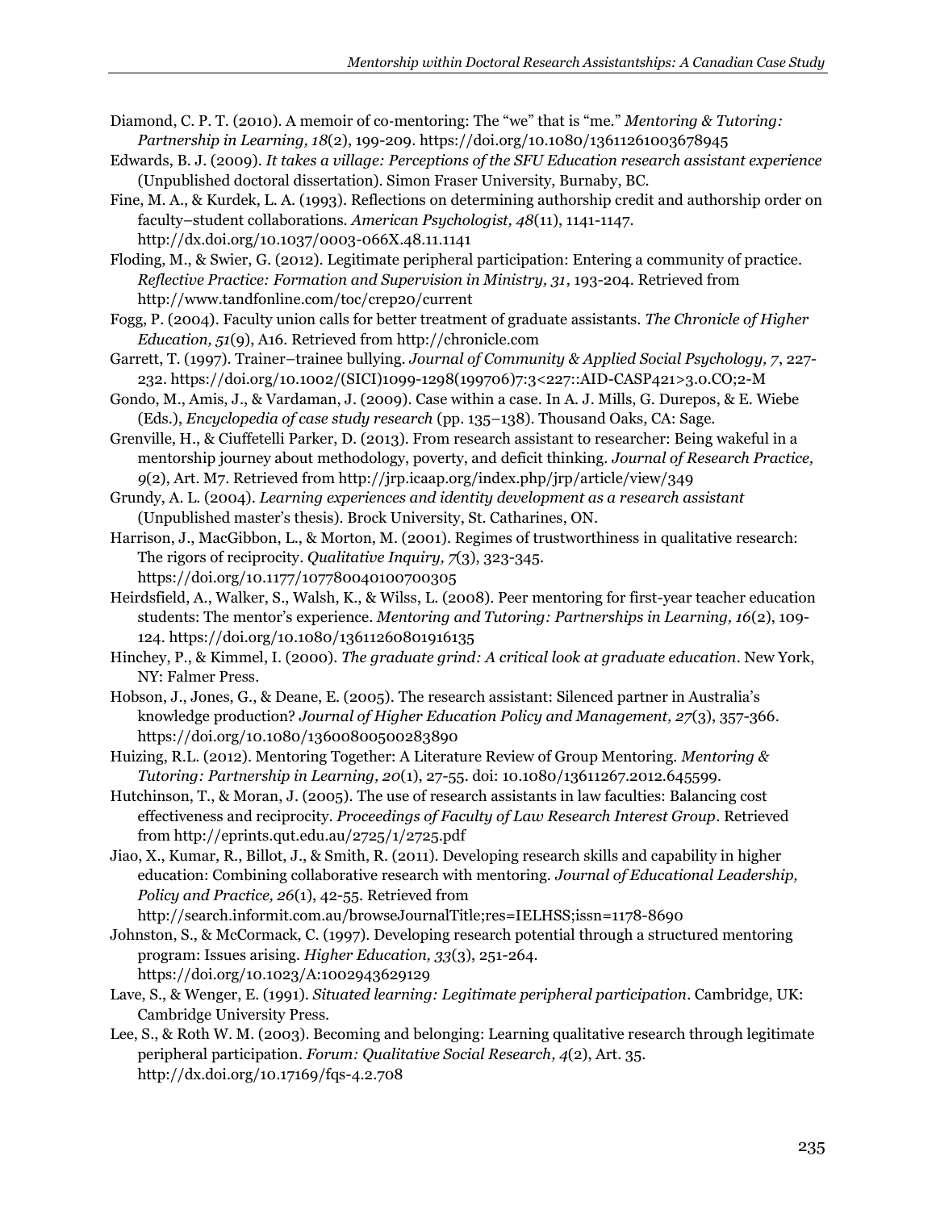Diamond, C. P. T. (2010). A memoir of co-mentoring: The "we" that is "me." *Mentoring & Tutoring: Partnership in Learning, 18*(2), 199-209. https://doi.org/10.1080/13611261003678945

Edwards, B. J. (2009). *It takes a village: Perceptions of the SFU Education research assistant experience* (Unpublished doctoral dissertation). Simon Fraser University, Burnaby, BC.

Fine, M. A., & Kurdek, L. A. (1993). Reflections on determining authorship credit and authorship order on faculty–student collaborations. *American Psychologist, 48*(11), 1141-1147. http://dx.doi.org/10.1037/0003-066X.48.11.1141

Floding, M., & Swier, G. (2012). Legitimate peripheral participation: Entering a community of practice. *Reflective Practice: Formation and Supervision in Ministry, 31*, 193-204. Retrieved from http://www.tandfonline.com/toc/crep20/current

Fogg, P. (2004). Faculty union calls for better treatment of graduate assistants. *The Chronicle of Higher Education, 51*(9), A16. Retrieved from http://chronicle.com

Garrett, T. (1997). Trainer–trainee bullying. *Journal of Community & Applied Social Psychology, 7*, 227-232. https://doi.org/10.1002/(SICI)1099-1298(199706)7:3<227::AID-CASP421>3.0.CO;2-M

Gondo, M., Amis, J., & Vardaman, J. (2009). Case within a case. In A. J. Mills, G. Durepos, & E. Wiebe (Eds.), *Encyclopedia of case study research* (pp. 135–138). Thousand Oaks, CA: Sage.

Grenville, H., & Ciuffetelli Parker, D. (2013). From research assistant to researcher: Being wakeful in a mentorship journey about methodology, poverty, and deficit thinking. *Journal of Research Practice, 9*(2), Art. M7. Retrieved from http://jrp.icaap.org/index.php/jrp/article/view/349

Grundy, A. L. (2004). *Learning experiences and identity development as a research assistant* (Unpublished master's thesis). Brock University, St. Catharines, ON.

Harrison, J., MacGibbon, L., & Morton, M. (2001). Regimes of trustworthiness in qualitative research: The rigors of reciprocity. *Qualitative Inquiry, 7*(3), 323-345. https://doi.org/10.1177/107780040100700305

Heirdsfield, A., Walker, S., Walsh, K., & Wilss, L. (2008). Peer mentoring for first-year teacher education students: The mentor's experience. *Mentoring and Tutoring: Partnerships in Learning, 16*(2), 109-124. https://doi.org/10.1080/13611260801916135

Hinchey, P., & Kimmel, I. (2000). *The graduate grind: A critical look at graduate education*. New York, NY: Falmer Press.

Hobson, J., Jones, G., & Deane, E. (2005). The research assistant: Silenced partner in Australia's knowledge production? *Journal of Higher Education Policy and Management, 27*(3), 357-366. https://doi.org/10.1080/13600800500283890

Huizing, R.L. (2012). Mentoring Together: A Literature Review of Group Mentoring. *Mentoring & Tutoring: Partnership in Learning, 20*(1), 27-55. doi: 10.1080/13611267.2012.645599.

Hutchinson, T., & Moran, J. (2005). The use of research assistants in law faculties: Balancing cost effectiveness and reciprocity. *Proceedings of Faculty of Law Research Interest Group*. Retrieved from http://eprints.qut.edu.au/2725/1/2725.pdf

Jiao, X., Kumar, R., Billot, J., & Smith, R. (2011). Developing research skills and capability in higher education: Combining collaborative research with mentoring. *Journal of Educational Leadership, Policy and Practice, 26*(1), 42-55. Retrieved from http://search.informit.com.au/browseJournalTitle;res=IELHSS;issn=1178-8690

Johnston, S., & McCormack, C. (1997). Developing research potential through a structured mentoring program: Issues arising. *Higher Education, 33*(3), 251-264. https://doi.org/10.1023/A:1002943629129

Lave, S., & Wenger, E. (1991). *Situated learning: Legitimate peripheral participation*. Cambridge, UK: Cambridge University Press.

Lee, S., & Roth W. M. (2003). Becoming and belonging: Learning qualitative research through legitimate peripheral participation. *Forum: Qualitative Social Research, 4*(2), Art. 35. http://dx.doi.org/10.17169/fqs-4.2.708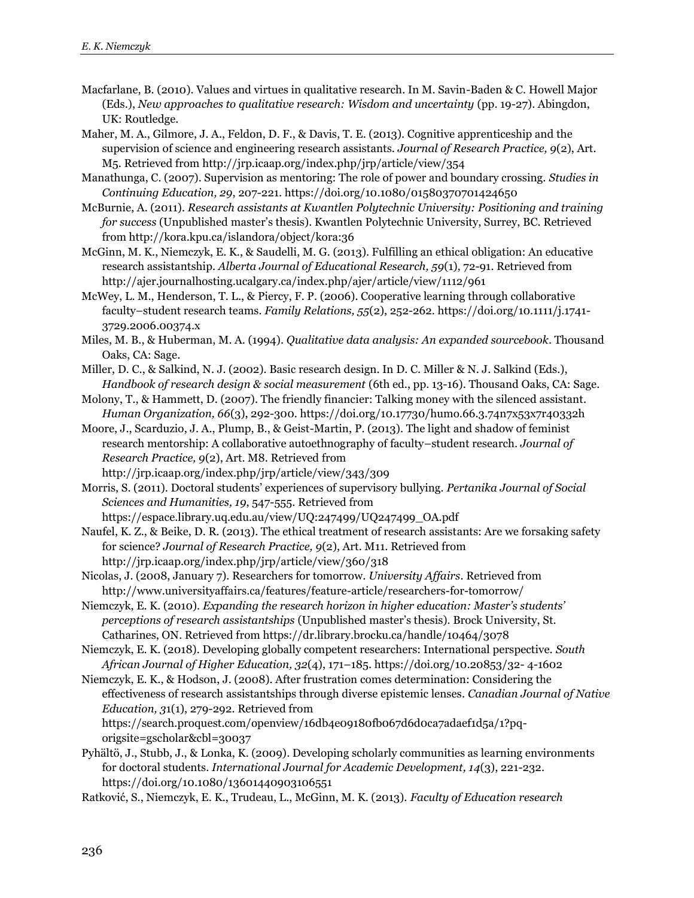Macfarlane, B. (2010). Values and virtues in qualitative research. In M. Savin-Baden & C. Howell Major (Eds.), *New approaches to qualitative research: Wisdom and uncertainty* (pp. 19-27). Abingdon, UK: Routledge.

Maher, M. A., Gilmore, J. A., Feldon, D. F., & Davis, T. E. (2013). Cognitive apprenticeship and the supervision of science and engineering research assistants. *Journal of Research Practice, 9*(2), Art. M5. Retrieved from http://jrp.icaap.org/index.php/jrp/article/view/354

Manathunga, C. (2007). Supervision as mentoring: The role of power and boundary crossing. *Studies in Continuing Education, 29*, 207-221. https://doi.org/10.1080/01580370701424650

McBurnie, A. (2011). *Research assistants at Kwantlen Polytechnic University: Positioning and training for success* (Unpublished master's thesis). Kwantlen Polytechnic University, Surrey, BC. Retrieved from http://kora.kpu.ca/islandora/object/kora:36

McGinn, M. K., Niemczyk, E. K., & Saudelli, M. G. (2013). Fulfilling an ethical obligation: An educative research assistantship. *Alberta Journal of Educational Research, 59*(1), 72-91. Retrieved from http://ajer.journalhosting.ucalgary.ca/index.php/ajer/article/view/1112/961

McWey, L. M., Henderson, T. L., & Piercy, F. P. (2006). Cooperative learning through collaborative faculty–student research teams. *Family Relations, 55*(2), 252-262. https://doi.org/10.1111/j.1741-3729.2006.00374.x

Miles, M. B., & Huberman, M. A. (1994). *Qualitative data analysis: An expanded sourcebook*. Thousand Oaks, CA: Sage.

Miller, D. C., & Salkind, N. J. (2002). Basic research design. In D. C. Miller & N. J. Salkind (Eds.), *Handbook of research design & social measurement* (6th ed., pp. 13-16). Thousand Oaks, CA: Sage.

Molony, T., & Hammett, D. (2007). The friendly financier: Talking money with the silenced assistant. *Human Organization, 66*(3), 292-300. https://doi.org/10.17730/humo.66.3.74n7x53x7r40332h

Moore, J., Scarduzio, J. A., Plump, B., & Geist-Martin, P. (2013). The light and shadow of feminist research mentorship: A collaborative autoethnography of faculty–student research. *Journal of Research Practice, 9*(2), Art. M8. Retrieved from http://jrp.icaap.org/index.php/jrp/article/view/343/309

Morris, S. (2011). Doctoral students' experiences of supervisory bullying. *Pertanika Journal of Social Sciences and Humanities, 19*, 547-555. Retrieved from https://espace.library.uq.edu.au/view/UQ:247499/UQ247499_OA.pdf

Naufel, K. Z., & Beike, D. R. (2013). The ethical treatment of research assistants: Are we forsaking safety for science? *Journal of Research Practice, 9*(2), Art. M11. Retrieved from http://jrp.icaap.org/index.php/jrp/article/view/360/318

Nicolas, J. (2008, January 7). Researchers for tomorrow. *University Affairs*. Retrieved from http://www.universityaffairs.ca/features/feature-article/researchers-for-tomorrow/

Niemczyk, E. K. (2010). *Expanding the research horizon in higher education: Master's students' perceptions of research assistantships* (Unpublished master's thesis). Brock University, St. Catharines, ON. Retrieved from https://dr.library.brocku.ca/handle/10464/3078

Niemczyk, E. K. (2018). Developing globally competent researchers: International perspective. *South African Journal of Higher Education, 32*(4), 171–185. https://doi.org/10.20853/32- 4-1602

Niemczyk, E. K., & Hodson, J. (2008). After frustration comes determination: Considering the effectiveness of research assistantships through diverse epistemic lenses. *Canadian Journal of Native Education, 31*(1), 279-292. Retrieved from https://search.proquest.com/openview/16db4e09180fb067d6d0ca7adaef1d5a/1?pq-origsite=gscholar&cbl=30037

Pyhältö, J., Stubb, J., & Lonka, K. (2009). Developing scholarly communities as learning environments for doctoral students. *International Journal for Academic Development, 14*(3), 221-232. https://doi.org/10.1080/13601440903106551

Ratković, S., Niemczyk, E. K., Trudeau, L., McGinn, M. K. (2013). *Faculty of Education research*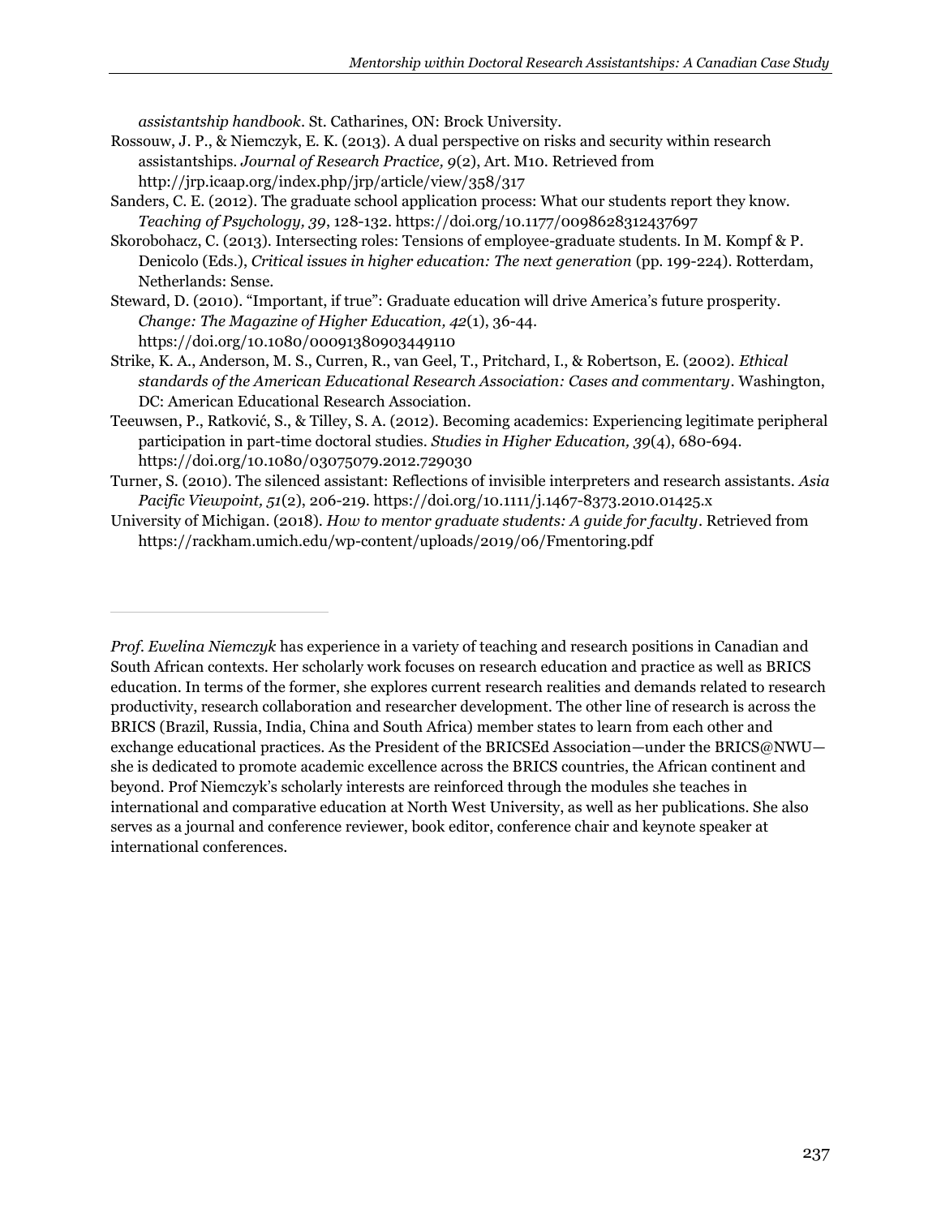*assistantship handbook*. St. Catharines, ON: Brock University.

Rossouw, J. P., & Niemczyk, E. K. (2013). A dual perspective on risks and security within research assistantships. *Journal of Research Practice, 9*(2), Art. M10. Retrieved from http://jrp.icaap.org/index.php/jrp/article/view/358/317

Sanders, C. E. (2012). The graduate school application process: What our students report they know. *Teaching of Psychology, 39*, 128-132. https://doi.org/10.1177/0098628312437697

Skorobohacz, C. (2013). Intersecting roles: Tensions of employee-graduate students. In M. Kompf & P. Denicolo (Eds.), *Critical issues in higher education: The next generation* (pp. 199-224). Rotterdam, Netherlands: Sense.

Steward, D. (2010). "Important, if true": Graduate education will drive America's future prosperity. *Change: The Magazine of Higher Education, 42*(1), 36-44. https://doi.org/10.1080/00091380903449110

Strike, K. A., Anderson, M. S., Curren, R., van Geel, T., Pritchard, I., & Robertson, E. (2002). *Ethical standards of the American Educational Research Association: Cases and commentary*. Washington, DC: American Educational Research Association.

Teeuwsen, P., Ratković, S., & Tilley, S. A. (2012). Becoming academics: Experiencing legitimate peripheral participation in part-time doctoral studies. *Studies in Higher Education, 39*(4), 680-694. https://doi.org/10.1080/03075079.2012.729030

Turner, S. (2010). The silenced assistant: Reflections of invisible interpreters and research assistants. *Asia Pacific Viewpoint, 51*(2), 206-219. https://doi.org/10.1111/j.1467-8373.2010.01425.x

University of Michigan. (2018). *How to mentor graduate students: A guide for faculty*. Retrieved from https://rackham.umich.edu/wp-content/uploads/2019/06/Fmentoring.pdf

---

*Prof. Ewelina Niemczyk* has experience in a variety of teaching and research positions in Canadian and South African contexts. Her scholarly work focuses on research education and practice as well as BRICS education. In terms of the former, she explores current research realities and demands related to research productivity, research collaboration and researcher development. The other line of research is across the BRICS (Brazil, Russia, India, China and South Africa) member states to learn from each other and exchange educational practices. As the President of the BRICSEd Association—under the BRICS@NWU—she is dedicated to promote academic excellence across the BRICS countries, the African continent and beyond. Prof Niemczyk's scholarly interests are reinforced through the modules she teaches in international and comparative education at North West University, as well as her publications. She also serves as a journal and conference reviewer, book editor, conference chair and keynote speaker at international conferences.